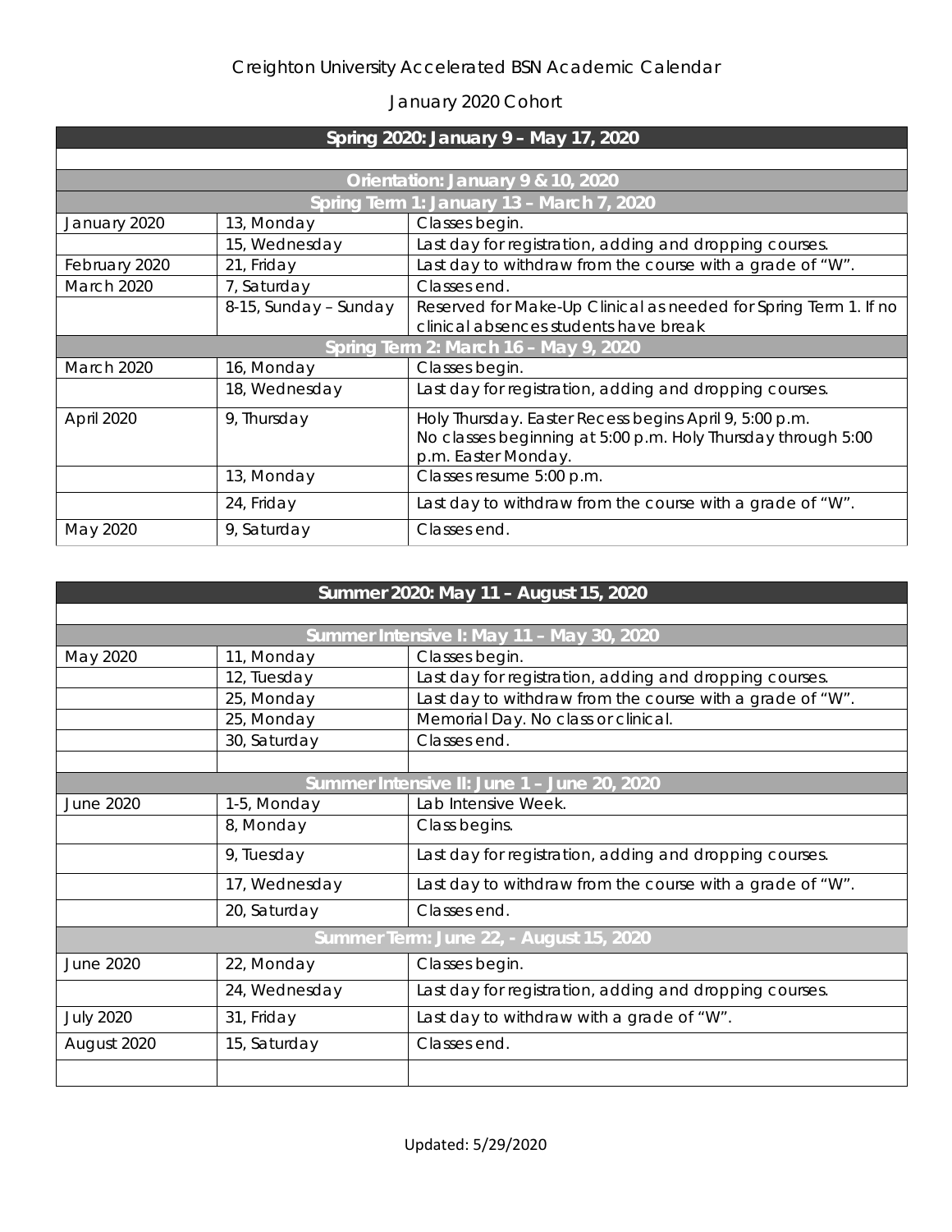# Creighton University Accelerated BSN Academic Calendar

## January 2020 Cohort

| Spring 2020: January 9 – May 17, 2020 | | |
|---|---|---|
| | | |
| **Orientation: January 9 & 10, 2020** | | |
| **Spring Term 1: January 13 – March 7, 2020** | | |
| January 2020 | 13, Monday | Classes begin. |
| | 15, Wednesday | Last day for registration, adding and dropping courses. |
| February 2020 | 21, Friday | Last day to withdraw from the course with a grade of "W". |
| March 2020 | 7, Saturday | Classes end. |
| | 8-15, Sunday – Sunday | Reserved for Make-Up Clinical as needed for Spring Term 1. If no clinical absences students have break |
| **Spring Term 2: March 16 – May 9, 2020** | | |
| March 2020 | 16, Monday | Classes begin. |
| | 18, Wednesday | Last day for registration, adding and dropping courses. |
| April 2020 | 9, Thursday | Holy Thursday. Easter Recess begins April 9, 5:00 p.m. No classes beginning at 5:00 p.m. Holy Thursday through 5:00 p.m. Easter Monday. |
| | 13, Monday | Classes resume 5:00 p.m. |
| | 24, Friday | Last day to withdraw from the course with a grade of "W". |
| May 2020 | 9, Saturday | Classes end. |

| Summer 2020: May 11 – August 15, 2020 | | |
|---|---|---|
| | | |
| **Summer Intensive I: May 11 – May 30, 2020** | | |
| May 2020 | 11, Monday | Classes begin. |
| | 12, Tuesday | Last day for registration, adding and dropping courses. |
| | 25, Monday | Last day to withdraw from the course with a grade of "W". |
| | 25, Monday | Memorial Day. No class or clinical. |
| | 30, Saturday | Classes end. |
| | | |
| **Summer Intensive II: June 1 – June 20, 2020** | | |
| June 2020 | 1-5, Monday | Lab Intensive Week. |
| | 8, Monday | Class begins. |
| | 9, Tuesday | Last day for registration, adding and dropping courses. |
| | 17, Wednesday | Last day to withdraw from the course with a grade of "W". |
| | 20, Saturday | Classes end. |
| **Summer Term: June 22, - August 15, 2020** | | |
| June 2020 | 22, Monday | Classes begin. |
| | 24, Wednesday | Last day for registration, adding and dropping courses. |
| July 2020 | 31, Friday | Last day to withdraw with a grade of "W". |
| August 2020 | 15, Saturday | Classes end. |
| | | |

Updated: 5/29/2020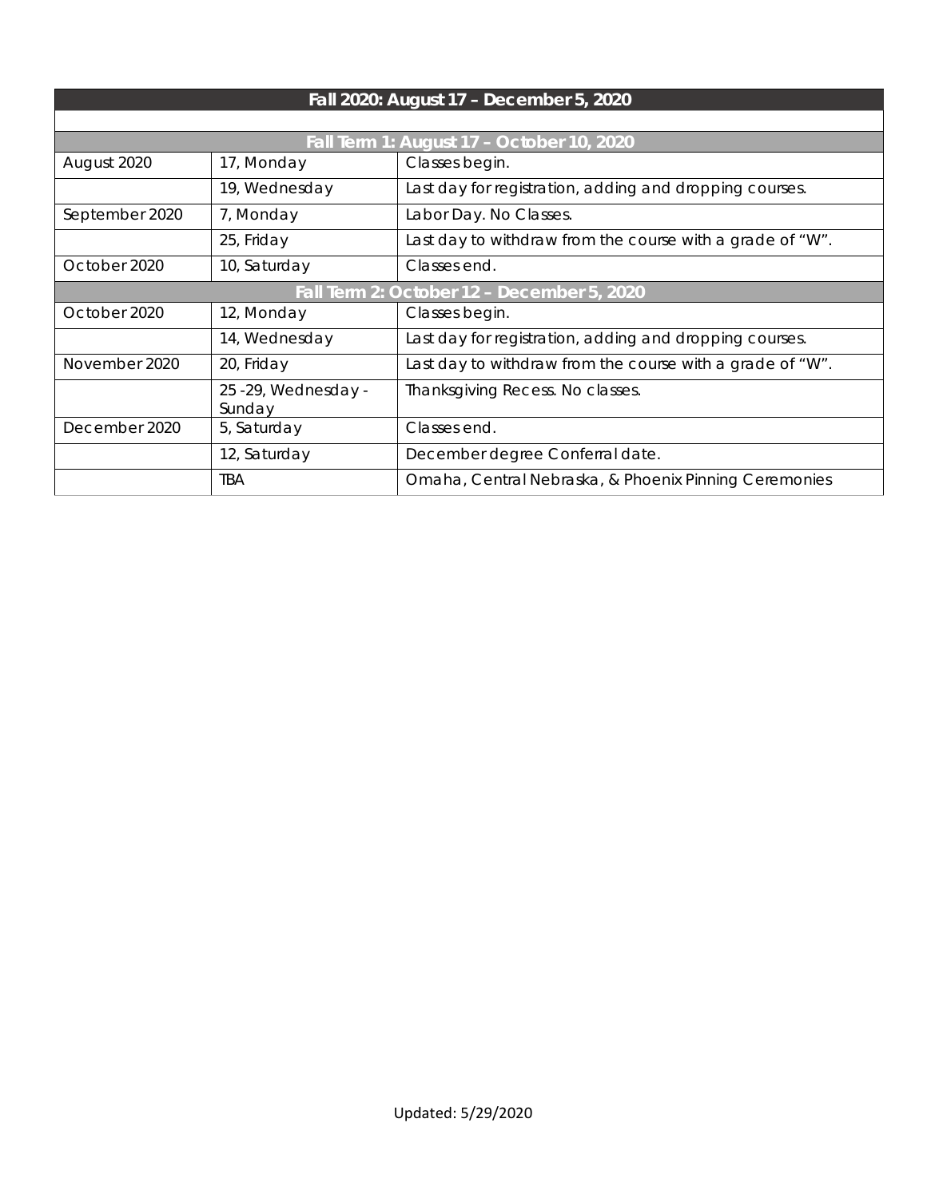| Fall 2020: August 17 – December 5, 2020 | | |
|---|---|---|
| | | |
| **Fall Term 1: August 17 – October 10, 2020** | | |
| August 2020 | 17, Monday | Classes begin. |
| | 19, Wednesday | Last day for registration, adding and dropping courses. |
| September 2020 | 7, Monday | Labor Day. No Classes. |
| | 25, Friday | Last day to withdraw from the course with a grade of "W". |
| October 2020 | 10, Saturday | Classes end. |
| **Fall Term 2: October 12 – December 5, 2020** | | |
| October 2020 | 12, Monday | Classes begin. |
| | 14, Wednesday | Last day for registration, adding and dropping courses. |
| November 2020 | 20, Friday | Last day to withdraw from the course with a grade of "W". |
| | 25 -29, Wednesday - Sunday | Thanksgiving Recess. No classes. |
| December 2020 | 5, Saturday | Classes end. |
| | 12, Saturday | December degree Conferral date. |
| | TBA | Omaha, Central Nebraska, & Phoenix Pinning Ceremonies |

Updated: 5/29/2020